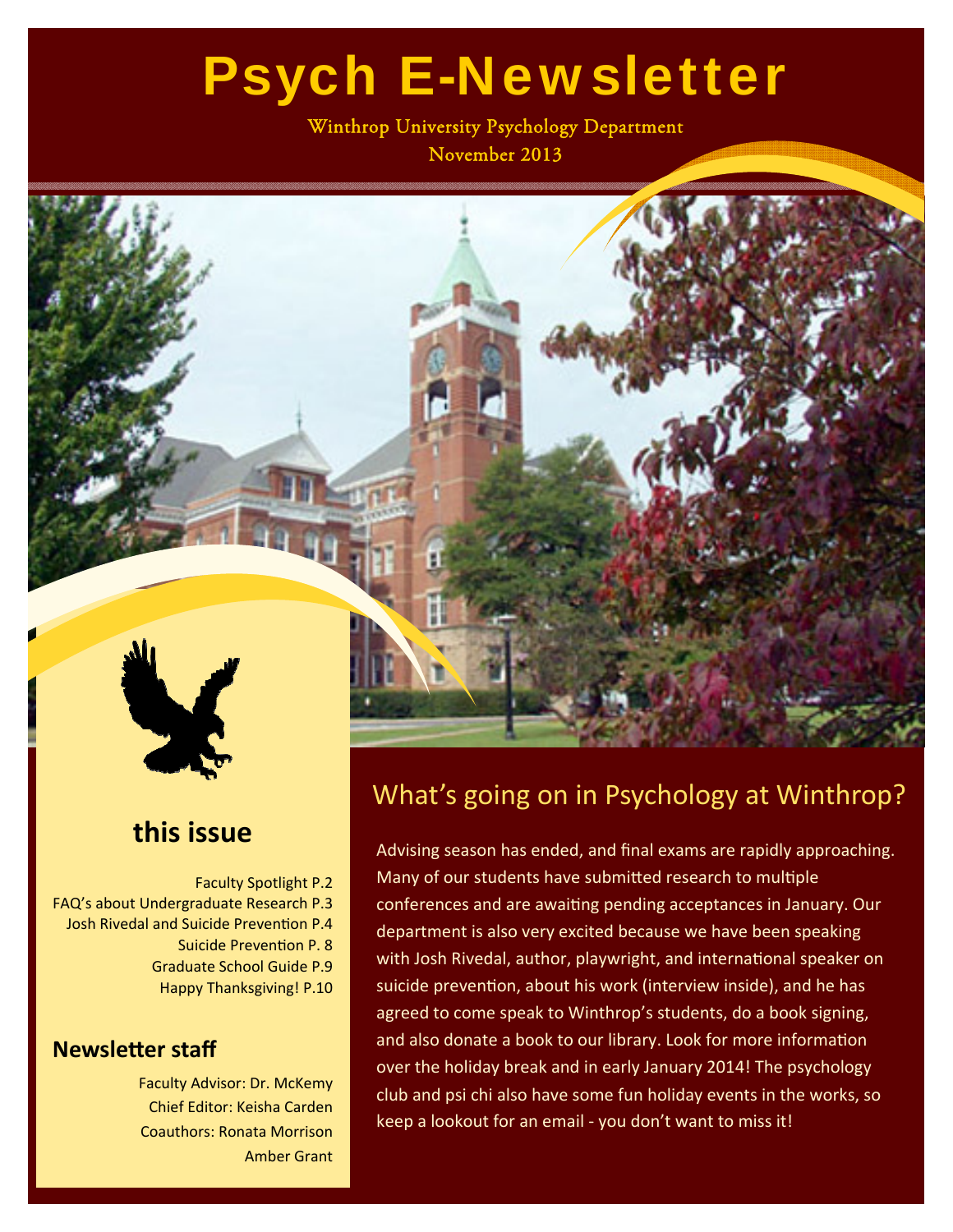# Psych E-Newsletter

Winthrop University Psychology Department

November 2013

## What's going on in Psychology at Winthrop?

Advising season has ended, and final exams are rapidly approaching. Many of our students have submitted research to multiple conferences and are awaiting pending acceptances in January. Our department is also very excited because we have been speaking with Josh Rivedal, author, playwright, and international speaker on suicide prevention, about his work (interview inside), and he has agreed to come speak to Winthrop's students, do a book signing, and also donate a book to our library. Look for more information over the holiday break and in early January 2014! The psychology club and psi chi also have some fun holiday events in the works, so keep a lookout for an email - you don't want to miss it!

## this issue

Faculty Spotlight P.2
FAQ's about Undergraduate Research P.3
Josh Rivedal and Suicide Prevention P.4
Suicide Prevention P. 8
Graduate School Guide P.9
Happy Thanksgiving! P.10

### Newsletter staff

Faculty Advisor: Dr. McKemy
Chief Editor: Keisha Carden
Coauthors: Ronata Morrison
Amber Grant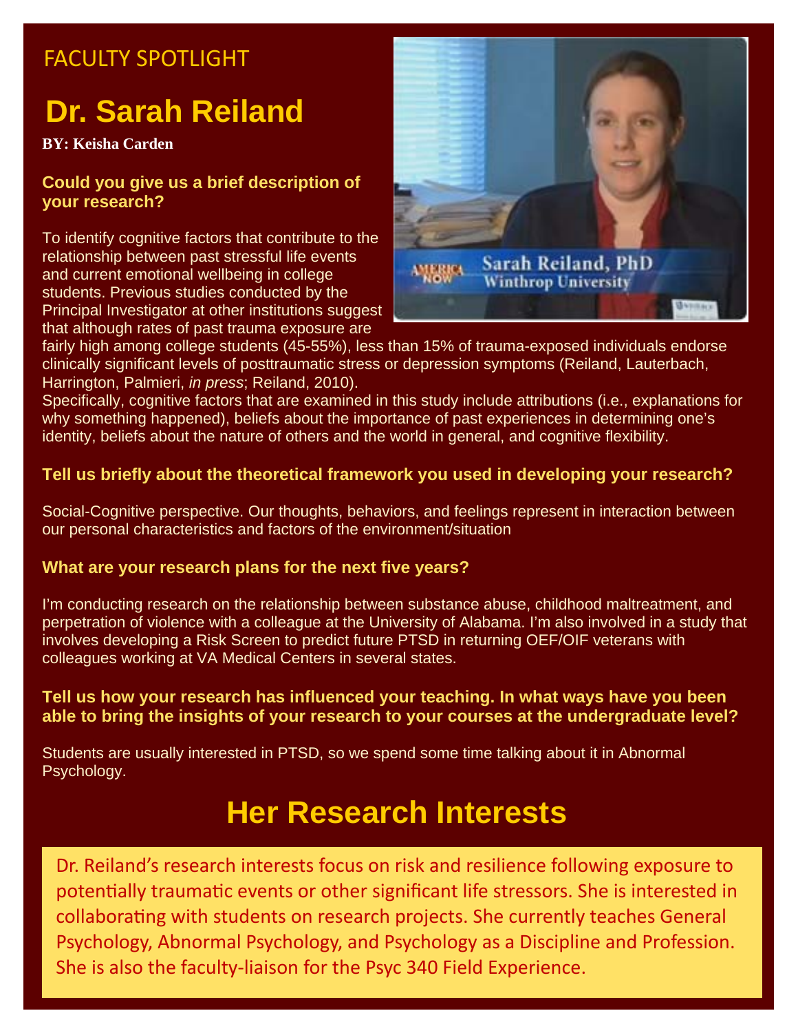FACULTY SPOTLIGHT

# Dr. Sarah Reiland

**BY: Keisha Carden**

### Could you give us a brief description of your research?

To identify cognitive factors that contribute to the relationship between past stressful life events and current emotional wellbeing in college students. Previous studies conducted by the Principal Investigator at other institutions suggest that although rates of past trauma exposure are fairly high among college students (45-55%), less than 15% of trauma-exposed individuals endorse clinically significant levels of posttraumatic stress or depression symptoms (Reiland, Lauterbach, Harrington, Palmieri, *in press*; Reiland, 2010).
Specifically, cognitive factors that are examined in this study include attributions (i.e., explanations for why something happened), beliefs about the importance of past experiences in determining one's identity, beliefs about the nature of others and the world in general, and cognitive flexibility.

### Tell us briefly about the theoretical framework you used in developing your research?

Social-Cognitive perspective. Our thoughts, behaviors, and feelings represent in interaction between our personal characteristics and factors of the environment/situation

### What are your research plans for the next five years?

I'm conducting research on the relationship between substance abuse, childhood maltreatment, and perpetration of violence with a colleague at the University of Alabama. I'm also involved in a study that involves developing a Risk Screen to predict future PTSD in returning OEF/OIF veterans with colleagues working at VA Medical Centers in several states.

### Tell us how your research has influenced your teaching. In what ways have you been able to bring the insights of your research to your courses at the undergraduate level?

Students are usually interested in PTSD, so we spend some time talking about it in Abnormal Psychology.

## Her Research Interests

Dr. Reiland's research interests focus on risk and resilience following exposure to potentially traumatic events or other significant life stressors. She is interested in collaborating with students on research projects. She currently teaches General Psychology, Abnormal Psychology, and Psychology as a Discipline and Profession. She is also the faculty-liaison for the Psyc 340 Field Experience.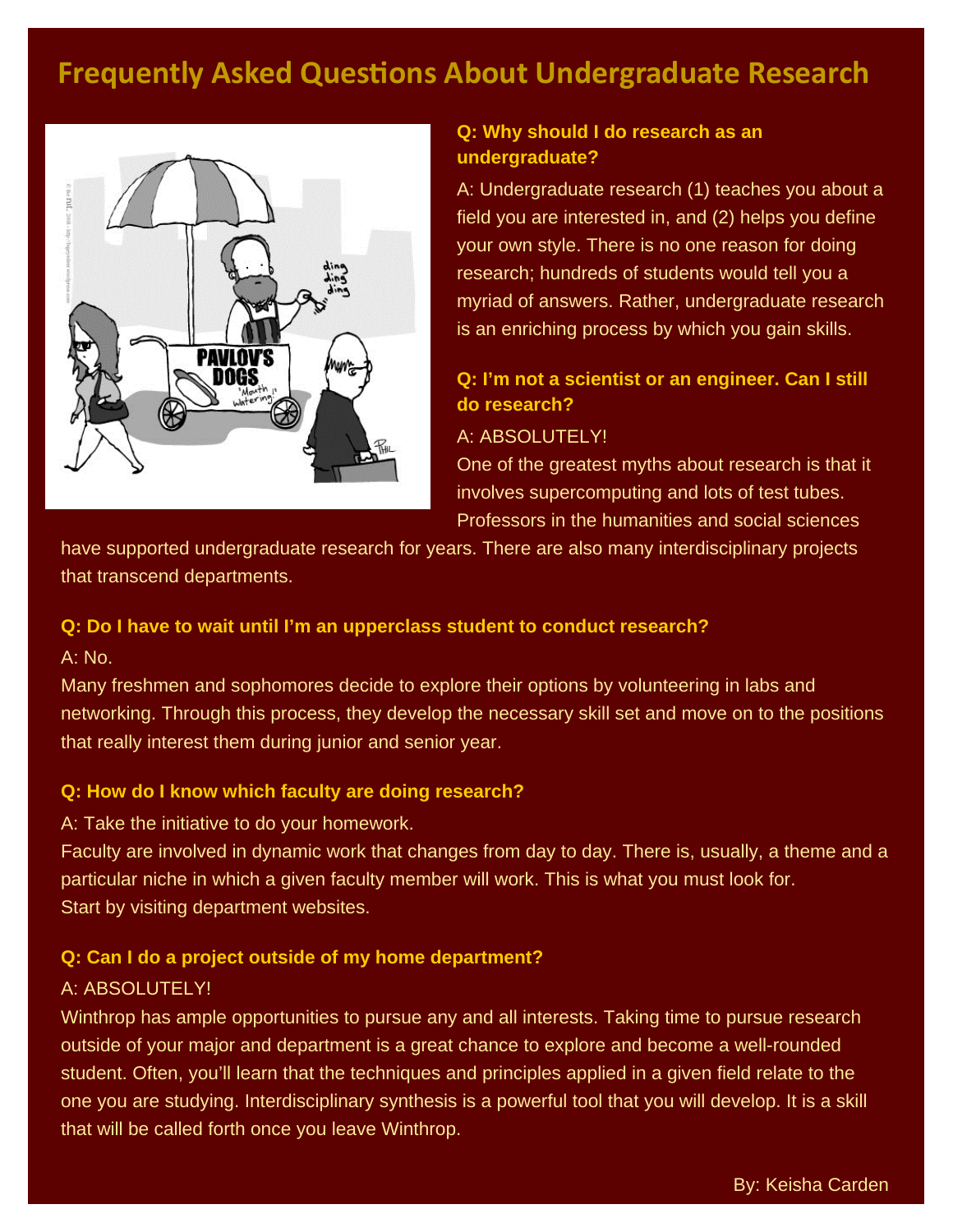# Frequently Asked Questions About Undergraduate Research

**Q: Why should I do research as an undergraduate?**

A: Undergraduate research (1) teaches you about a field you are interested in, and (2) helps you define your own style. There is no one reason for doing research; hundreds of students would tell you a myriad of answers. Rather, undergraduate research is an enriching process by which you gain skills.

**Q: I'm not a scientist or an engineer. Can I still do research?**

A: ABSOLUTELY!

One of the greatest myths about research is that it involves supercomputing and lots of test tubes. Professors in the humanities and social sciences have supported undergraduate research for years. There are also many interdisciplinary projects that transcend departments.

**Q: Do I have to wait until I'm an upperclass student to conduct research?**

A: No.

Many freshmen and sophomores decide to explore their options by volunteering in labs and networking. Through this process, they develop the necessary skill set and move on to the positions that really interest them during junior and senior year.

**Q: How do I know which faculty are doing research?**

A: Take the initiative to do your homework.

Faculty are involved in dynamic work that changes from day to day. There is, usually, a theme and a particular niche in which a given faculty member will work. This is what you must look for.

Start by visiting department websites.

**Q: Can I do a project outside of my home department?**

A: ABSOLUTELY!

Winthrop has ample opportunities to pursue any and all interests. Taking time to pursue research outside of your major and department is a great chance to explore and become a well-rounded student. Often, you'll learn that the techniques and principles applied in a given field relate to the one you are studying. Interdisciplinary synthesis is a powerful tool that you will develop. It is a skill that will be called forth once you leave Winthrop.

By: Keisha Carden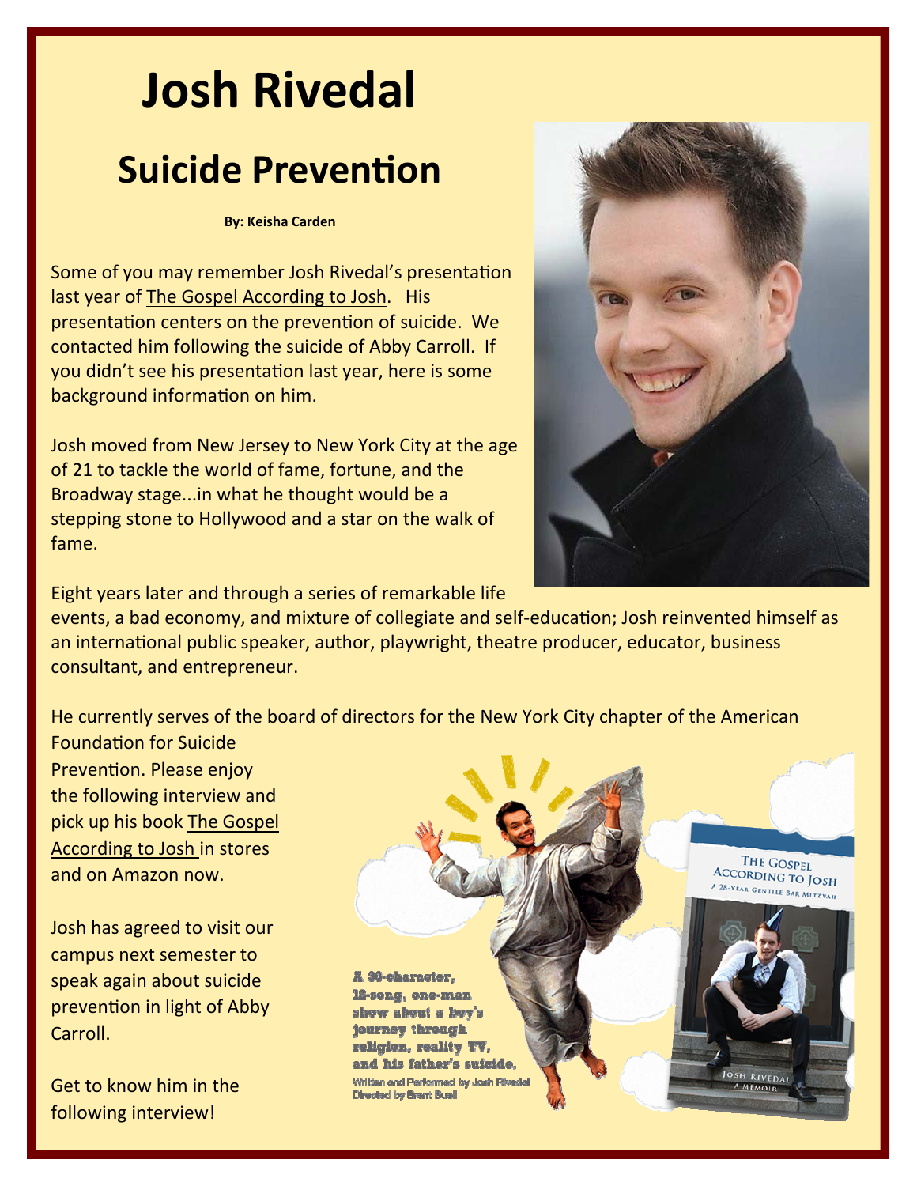# Josh Rivedal

## Suicide Prevention

**By: Keisha Carden**

Some of you may remember Josh Rivedal's presentation last year of The Gospel According to Josh. His presentation centers on the prevention of suicide. We contacted him following the suicide of Abby Carroll. If you didn't see his presentation last year, here is some background information on him.

Josh moved from New Jersey to New York City at the age of 21 to tackle the world of fame, fortune, and the Broadway stage...in what he thought would be a stepping stone to Hollywood and a star on the walk of fame.

Eight years later and through a series of remarkable life events, a bad economy, and mixture of collegiate and self-education; Josh reinvented himself as an international public speaker, author, playwright, theatre producer, educator, business consultant, and entrepreneur.

He currently serves of the board of directors for the New York City chapter of the American Foundation for Suicide Prevention. Please enjoy the following interview and pick up his book The Gospel According to Josh in stores and on Amazon now.

Josh has agreed to visit our campus next semester to speak again about suicide prevention in light of Abby Carroll.

Get to know him in the following interview!

A 30-character, 12-song, one-man show about a boy's journey through religion, reality TV, and his father's suicide.

Written and Performed by Josh Rivedal
Directed by Brant Buell

THE GOSPEL ACCORDING TO JOSH
A 28-YEAR GENTILE BAR MITZVAH
JOSH RIVEDAL
A MEMOIR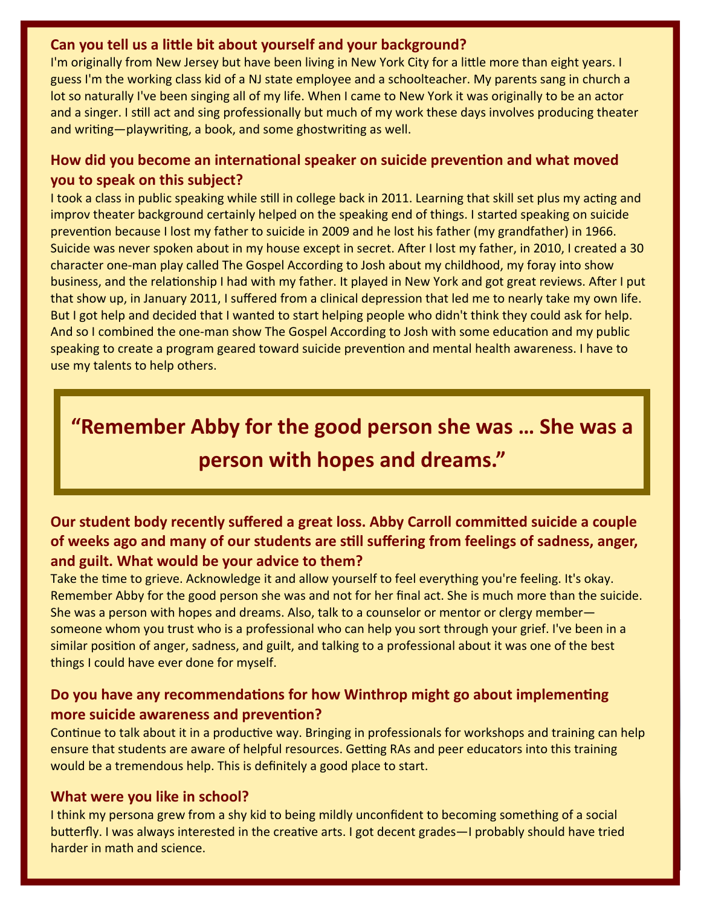### Can you tell us a little bit about yourself and your background?

I'm originally from New Jersey but have been living in New York City for a little more than eight years. I guess I'm the working class kid of a NJ state employee and a schoolteacher. My parents sang in church a lot so naturally I've been singing all of my life. When I came to New York it was originally to be an actor and a singer. I still act and sing professionally but much of my work these days involves producing theater and writing—playwriting, a book, and some ghostwriting as well.

### How did you become an international speaker on suicide prevention and what moved you to speak on this subject?

I took a class in public speaking while still in college back in 2011. Learning that skill set plus my acting and improv theater background certainly helped on the speaking end of things. I started speaking on suicide prevention because I lost my father to suicide in 2009 and he lost his father (my grandfather) in 1966. Suicide was never spoken about in my house except in secret. After I lost my father, in 2010, I created a 30 character one-man play called The Gospel According to Josh about my childhood, my foray into show business, and the relationship I had with my father. It played in New York and got great reviews. After I put that show up, in January 2011, I suffered from a clinical depression that led me to nearly take my own life. But I got help and decided that I wanted to start helping people who didn't think they could ask for help. And so I combined the one-man show The Gospel According to Josh with some education and my public speaking to create a program geared toward suicide prevention and mental health awareness. I have to use my talents to help others.

> **"Remember Abby for the good person she was … She was a person with hopes and dreams."**

### Our student body recently suffered a great loss. Abby Carroll committed suicide a couple of weeks ago and many of our students are still suffering from feelings of sadness, anger, and guilt. What would be your advice to them?

Take the time to grieve. Acknowledge it and allow yourself to feel everything you're feeling. It's okay. Remember Abby for the good person she was and not for her final act. She is much more than the suicide. She was a person with hopes and dreams. Also, talk to a counselor or mentor or clergy member—someone whom you trust who is a professional who can help you sort through your grief. I've been in a similar position of anger, sadness, and guilt, and talking to a professional about it was one of the best things I could have ever done for myself.

### Do you have any recommendations for how Winthrop might go about implementing more suicide awareness and prevention?

Continue to talk about it in a productive way. Bringing in professionals for workshops and training can help ensure that students are aware of helpful resources. Getting RAs and peer educators into this training would be a tremendous help. This is definitely a good place to start.

### What were you like in school?

I think my persona grew from a shy kid to being mildly unconfident to becoming something of a social butterfly. I was always interested in the creative arts. I got decent grades—I probably should have tried harder in math and science.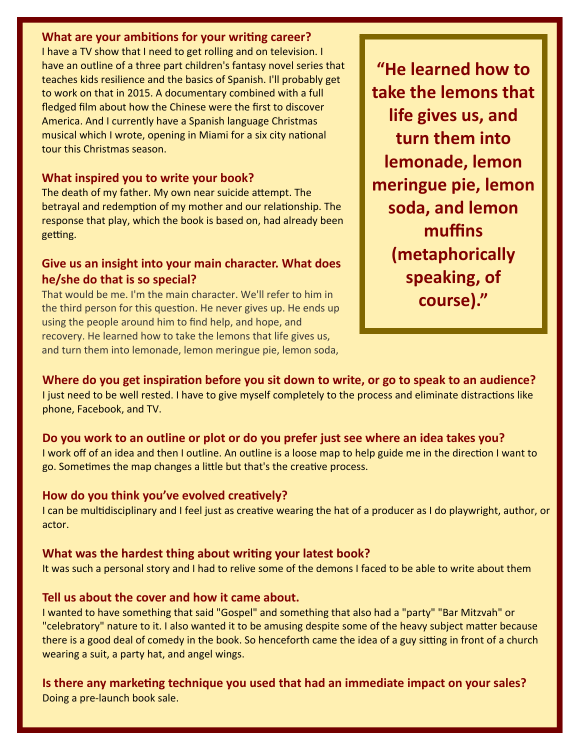### What are your ambitions for your writing career?

I have a TV show that I need to get rolling and on television. I have an outline of a three part children's fantasy novel series that teaches kids resilience and the basics of Spanish. I'll probably get to work on that in 2015. A documentary combined with a full fledged film about how the Chinese were the first to discover America. And I currently have a Spanish language Christmas musical which I wrote, opening in Miami for a six city national tour this Christmas season.

### What inspired you to write your book?

The death of my father. My own near suicide attempt. The betrayal and redemption of my mother and our relationship. The response that play, which the book is based on, had already been getting.

### Give us an insight into your main character. What does he/she do that is so special?

That would be me. I'm the main character. We'll refer to him in the third person for this question. He never gives up. He ends up using the people around him to find help, and hope, and recovery. He learned how to take the lemons that life gives us, and turn them into lemonade, lemon meringue pie, lemon soda,

> **"He learned how to take the lemons that life gives us, and turn them into lemonade, lemon meringue pie, lemon soda, and lemon muffins (metaphorically speaking, of course)."**

### Where do you get inspiration before you sit down to write, or go to speak to an audience?

I just need to be well rested. I have to give myself completely to the process and eliminate distractions like phone, Facebook, and TV.

### Do you work to an outline or plot or do you prefer just see where an idea takes you?

I work off of an idea and then I outline. An outline is a loose map to help guide me in the direction I want to go. Sometimes the map changes a little but that's the creative process.

### How do you think you've evolved creatively?

I can be multidisciplinary and I feel just as creative wearing the hat of a producer as I do playwright, author, or actor.

### What was the hardest thing about writing your latest book?

It was such a personal story and I had to relive some of the demons I faced to be able to write about them

### Tell us about the cover and how it came about.

I wanted to have something that said "Gospel" and something that also had a "party" "Bar Mitzvah" or "celebratory" nature to it. I also wanted it to be amusing despite some of the heavy subject matter because there is a good deal of comedy in the book. So henceforth came the idea of a guy sitting in front of a church wearing a suit, a party hat, and angel wings.

### Is there any marketing technique you used that had an immediate impact on your sales?

Doing a pre-launch book sale.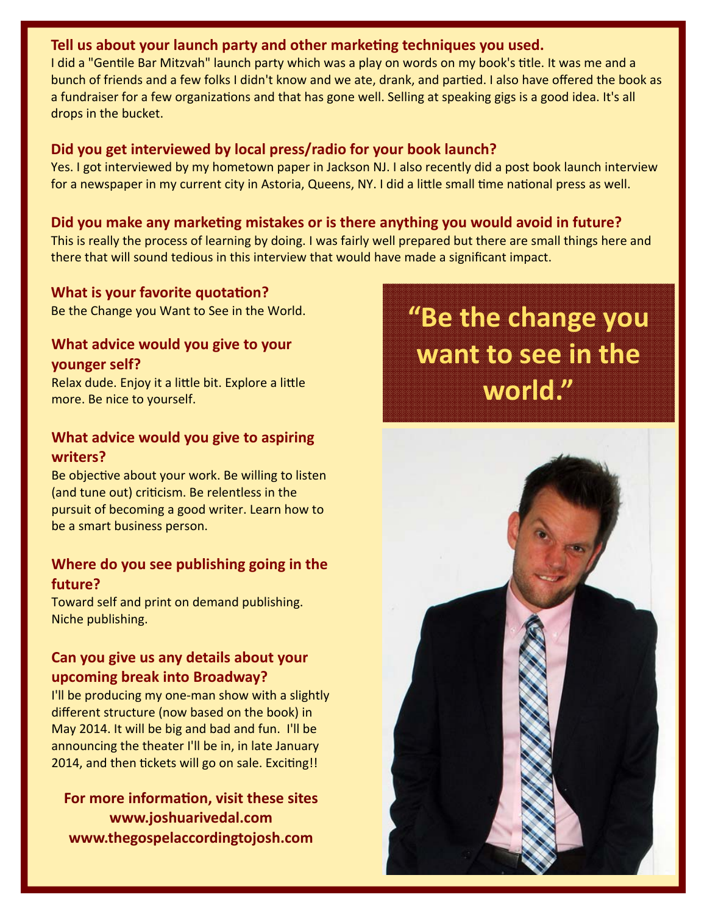### Tell us about your launch party and other marketing techniques you used.

I did a "Gentile Bar Mitzvah" launch party which was a play on words on my book's title. It was me and a bunch of friends and a few folks I didn't know and we ate, drank, and partied. I also have offered the book as a fundraiser for a few organizations and that has gone well. Selling at speaking gigs is a good idea. It's all drops in the bucket.

### Did you get interviewed by local press/radio for your book launch?

Yes. I got interviewed by my hometown paper in Jackson NJ. I also recently did a post book launch interview for a newspaper in my current city in Astoria, Queens, NY. I did a little small time national press as well.

### Did you make any marketing mistakes or is there anything you would avoid in future?

This is really the process of learning by doing. I was fairly well prepared but there are small things here and there that will sound tedious in this interview that would have made a significant impact.

### What is your favorite quotation?

Be the Change you Want to See in the World.

> **"Be the change you want to see in the world."**

### What advice would you give to your younger self?

Relax dude. Enjoy it a little bit. Explore a little more. Be nice to yourself.

### What advice would you give to aspiring writers?

Be objective about your work. Be willing to listen (and tune out) criticism. Be relentless in the pursuit of becoming a good writer. Learn how to be a smart business person.

### Where do you see publishing going in the future?

Toward self and print on demand publishing. Niche publishing.

### Can you give us any details about your upcoming break into Broadway?

I'll be producing my one-man show with a slightly different structure (now based on the book) in May 2014. It will be big and bad and fun. I'll be announcing the theater I'll be in, in late January 2014, and then tickets will go on sale. Exciting!!

**For more information, visit these sites**
**www.joshuarivedal.com**
**www.thegospelaccordingtojosh.com**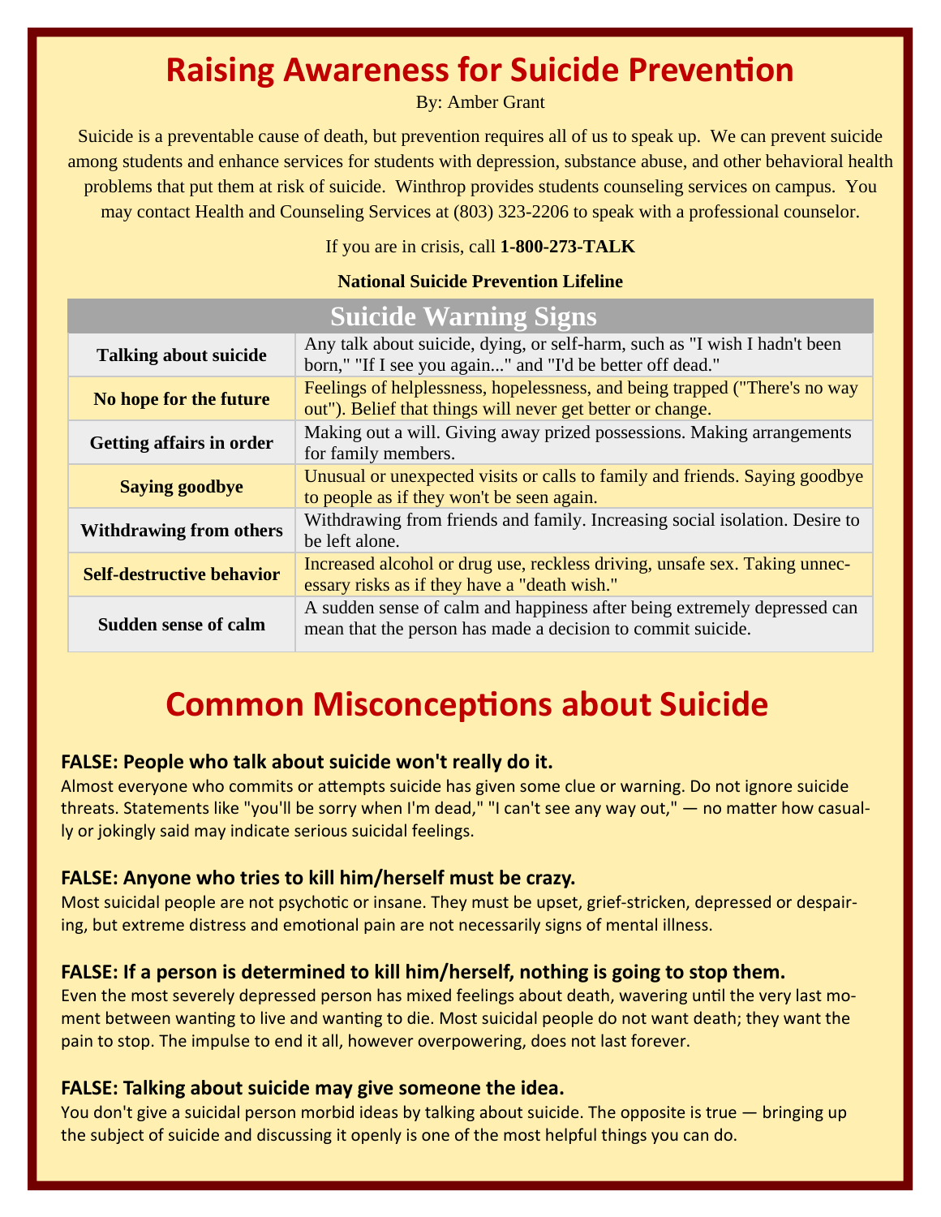# Raising Awareness for Suicide Prevention

By: Amber Grant

Suicide is a preventable cause of death, but prevention requires all of us to speak up. We can prevent suicide among students and enhance services for students with depression, substance abuse, and other behavioral health problems that put them at risk of suicide. Winthrop provides students counseling services on campus. You may contact Health and Counseling Services at (803) 323-2206 to speak with a professional counselor.

If you are in crisis, call **1-800-273-TALK**

**National Suicide Prevention Lifeline**

| Suicide Warning Signs | |
|---|---|
| **Talking about suicide** | Any talk about suicide, dying, or self-harm, such as "I wish I hadn't been born," "If I see you again..." and "I'd be better off dead." |
| **No hope for the future** | Feelings of helplessness, hopelessness, and being trapped ("There's no way out"). Belief that things will never get better or change. |
| **Getting affairs in order** | Making out a will. Giving away prized possessions. Making arrangements for family members. |
| **Saying goodbye** | Unusual or unexpected visits or calls to family and friends. Saying goodbye to people as if they won't be seen again. |
| **Withdrawing from others** | Withdrawing from friends and family. Increasing social isolation. Desire to be left alone. |
| **Self-destructive behavior** | Increased alcohol or drug use, reckless driving, unsafe sex. Taking unnecessary risks as if they have a "death wish." |
| **Sudden sense of calm** | A sudden sense of calm and happiness after being extremely depressed can mean that the person has made a decision to commit suicide. |

# Common Misconceptions about Suicide

### FALSE: People who talk about suicide won't really do it.

Almost everyone who commits or attempts suicide has given some clue or warning. Do not ignore suicide threats. Statements like "you'll be sorry when I'm dead," "I can't see any way out," — no matter how casually or jokingly said may indicate serious suicidal feelings.

### FALSE: Anyone who tries to kill him/herself must be crazy.

Most suicidal people are not psychotic or insane. They must be upset, grief-stricken, depressed or despairing, but extreme distress and emotional pain are not necessarily signs of mental illness.

### FALSE: If a person is determined to kill him/herself, nothing is going to stop them.

Even the most severely depressed person has mixed feelings about death, wavering until the very last moment between wanting to live and wanting to die. Most suicidal people do not want death; they want the pain to stop. The impulse to end it all, however overpowering, does not last forever.

### FALSE: Talking about suicide may give someone the idea.

You don't give a suicidal person morbid ideas by talking about suicide. The opposite is true — bringing up the subject of suicide and discussing it openly is one of the most helpful things you can do.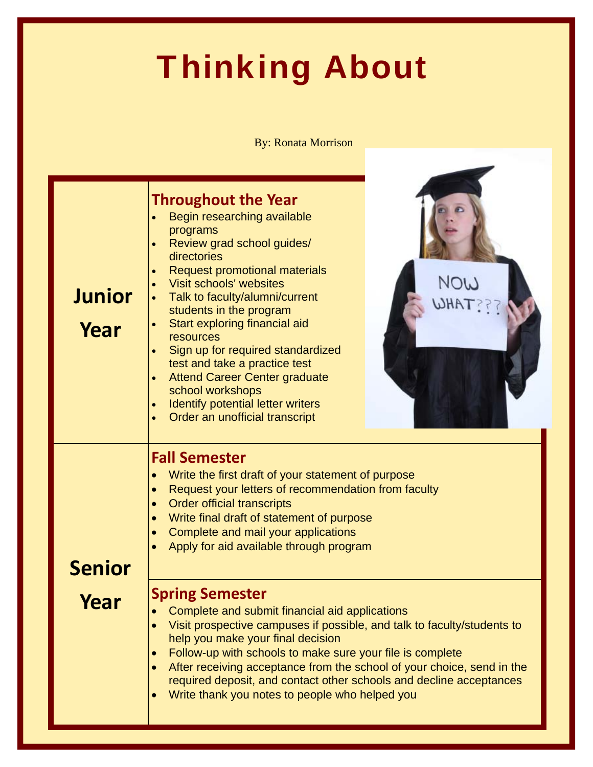# Thinking About

By: Ronata Morrison

| | |
|---|---|
| **Junior Year** | **Throughout the Year**<br>• Begin researching available programs<br>• Review grad school guides/ directories<br>• Request promotional materials<br>• Visit schools' websites<br>• Talk to faculty/alumni/current students in the program<br>• Start exploring financial aid resources<br>• Sign up for required standardized test and take a practice test<br>• Attend Career Center graduate school workshops<br>• Identify potential letter writers<br>• Order an unofficial transcript |
| **Senior Year** | **Fall Semester**<br>• Write the first draft of your statement of purpose<br>• Request your letters of recommendation from faculty<br>• Order official transcripts<br>• Write final draft of statement of purpose<br>• Complete and mail your applications<br>• Apply for aid available through program |
| | **Spring Semester**<br>• Complete and submit financial aid applications<br>• Visit prospective campuses if possible, and talk to faculty/students to help you make your final decision<br>• Follow-up with schools to make sure your file is complete<br>• After receiving acceptance from the school of your choice, send in the required deposit, and contact other schools and decline acceptances<br>• Write thank you notes to people who helped you |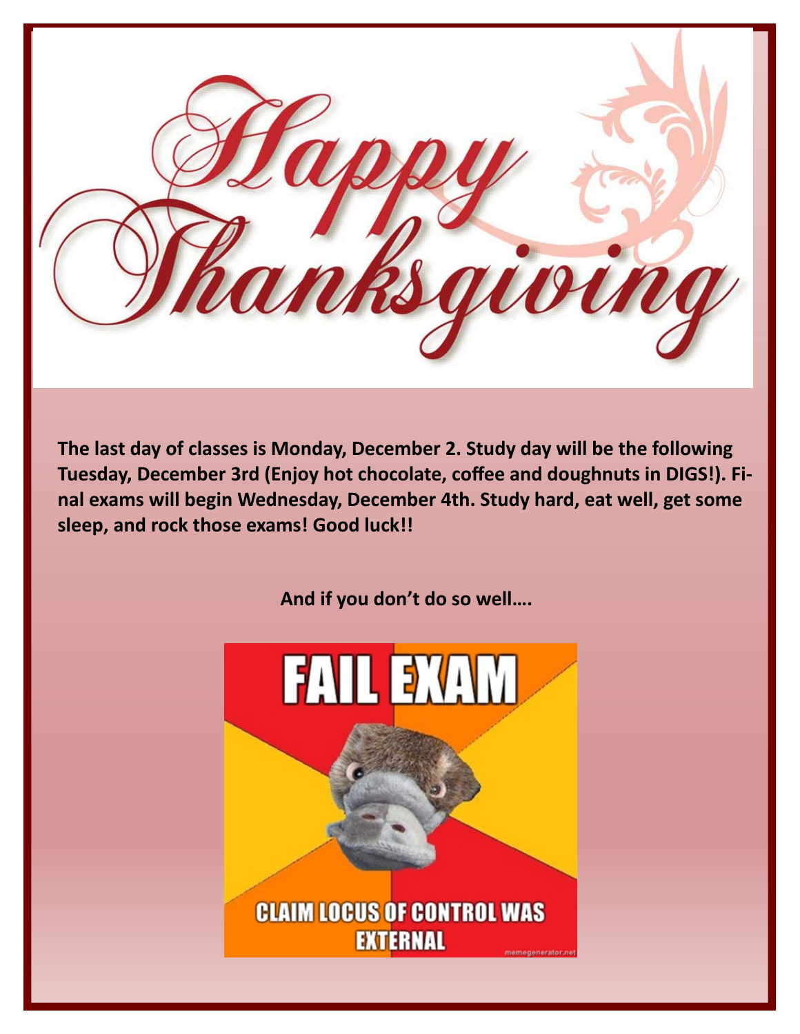# Happy Thanksgiving

**The last day of classes is Monday, December 2. Study day will be the following Tuesday, December 3rd (Enjoy hot chocolate, coffee and doughnuts in DIGS!). Final exams will begin Wednesday, December 4th. Study hard, eat well, get some sleep, and rock those exams! Good luck!!**

**And if you don't do so well….**

FAIL EXAM

CLAIM LOCUS OF CONTROL WAS EXTERNAL